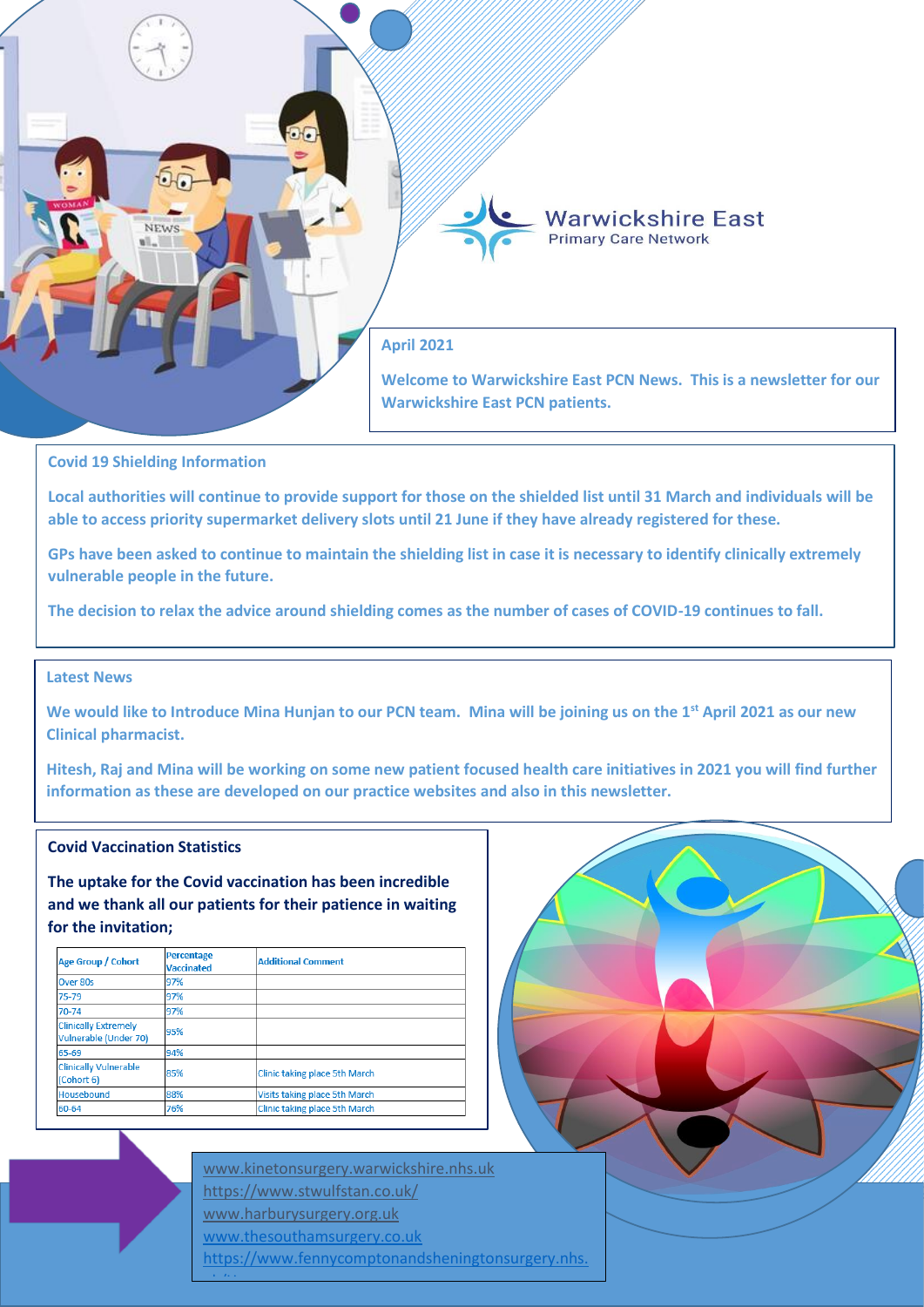Warwickshire East
Primary Care Network

**April 2021**

**Welcome to Warwickshire East PCN News. This is a newsletter for our Warwickshire East PCN patients.**

## Covid 19 Shielding Information

**Local authorities will continue to provide support for those on the shielded list until 31 March and individuals will be able to access priority supermarket delivery slots until 21 June if they have already registered for these.**

**GPs have been asked to continue to maintain the shielding list in case it is necessary to identify clinically extremely vulnerable people in the future.**

**The decision to relax the advice around shielding comes as the number of cases of COVID-19 continues to fall.**

## Latest News

**We would like to Introduce Mina Hunjan to our PCN team. Mina will be joining us on the 1st April 2021 as our new Clinical pharmacist.**

**Hitesh, Raj and Mina will be working on some new patient focused health care initiatives in 2021 you will find further information as these are developed on our practice websites and also in this newsletter.**

## Covid Vaccination Statistics

**The uptake for the Covid vaccination has been incredible and we thank all our patients for their patience in waiting for the invitation;**

| Age Group / Cohort | Percentage Vaccinated | Additional Comment |
|---|---|---|
| Over 80s | 97% | |
| 75-79 | 97% | |
| 70-74 | 97% | |
| Clinically Extremely Vulnerable (Under 70) | 95% | |
| 65-69 | 94% | |
| Clinically Vulnerable (Cohort 6) | 85% | Clinic taking place 5th March |
| Housebound | 88% | Visits taking place 5th March |
| 60-64 | 76% | Clinic taking place 5th March |

www.kinetonsurgery.warwickshire.nhs.uk
https://www.stwulfstan.co.uk/
www.harburysurgery.org.uk
www.thesouthamsurgery.co.uk
https://www.fennycomptonandsheningtonsurgery.nhs.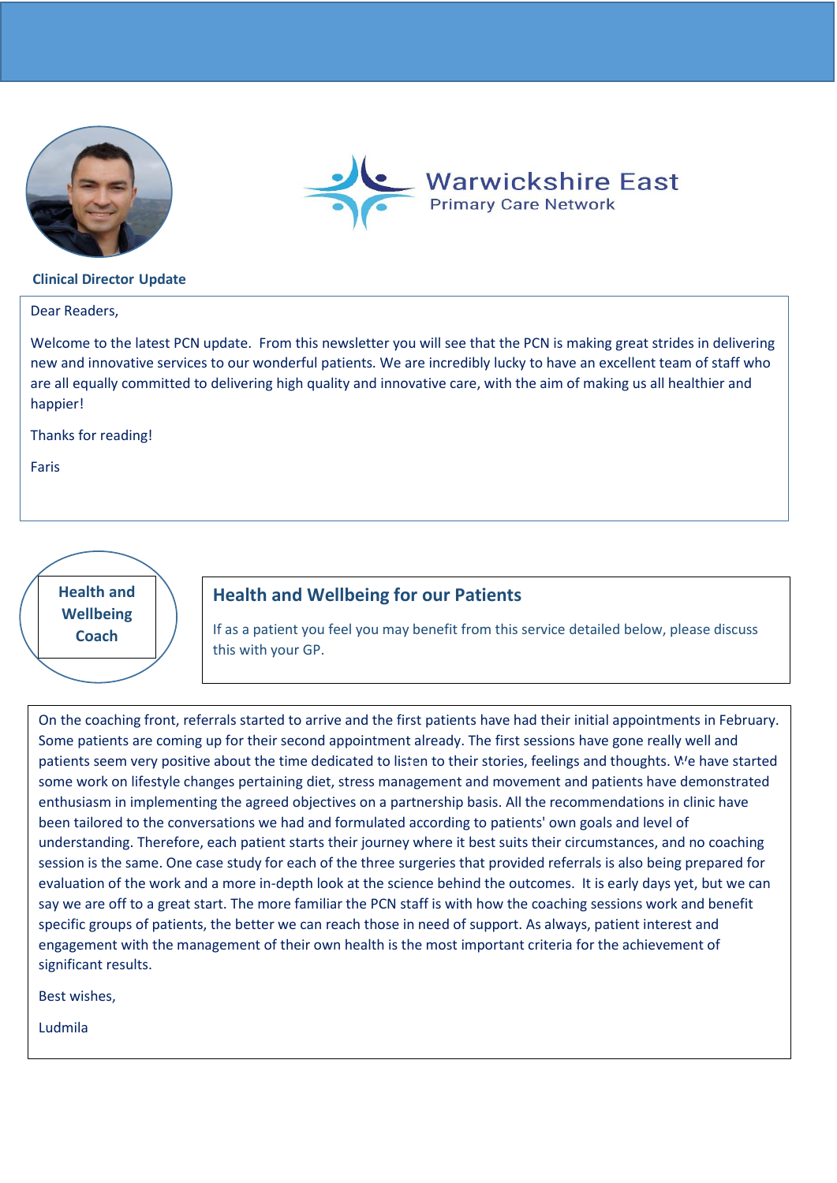Warwickshire East
Primary Care Network

## Clinical Director Update

Dear Readers,

Welcome to the latest PCN update. From this newsletter you will see that the PCN is making great strides in delivering new and innovative services to our wonderful patients. We are incredibly lucky to have an excellent team of staff who are all equally committed to delivering high quality and innovative care, with the aim of making us all healthier and happier!

Thanks for reading!

Faris

## Health and Wellbeing Coach

### Health and Wellbeing for our Patients

If as a patient you feel you may benefit from this service detailed below, please discuss this with your GP.

On the coaching front, referrals started to arrive and the first patients have had their initial appointments in February. Some patients are coming up for their second appointment already. The first sessions have gone really well and patients seem very positive about the time dedicated to listen to their stories, feelings and thoughts. We have started some work on lifestyle changes pertaining diet, stress management and movement and patients have demonstrated enthusiasm in implementing the agreed objectives on a partnership basis. All the recommendations in clinic have been tailored to the conversations we had and formulated according to patients' own goals and level of understanding. Therefore, each patient starts their journey where it best suits their circumstances, and no coaching session is the same. One case study for each of the three surgeries that provided referrals is also being prepared for evaluation of the work and a more in-depth look at the science behind the outcomes. It is early days yet, but we can say we are off to a great start. The more familiar the PCN staff is with how the coaching sessions work and benefit specific groups of patients, the better we can reach those in need of support. As always, patient interest and engagement with the management of their own health is the most important criteria for the achievement of significant results.

Best wishes,

Ludmila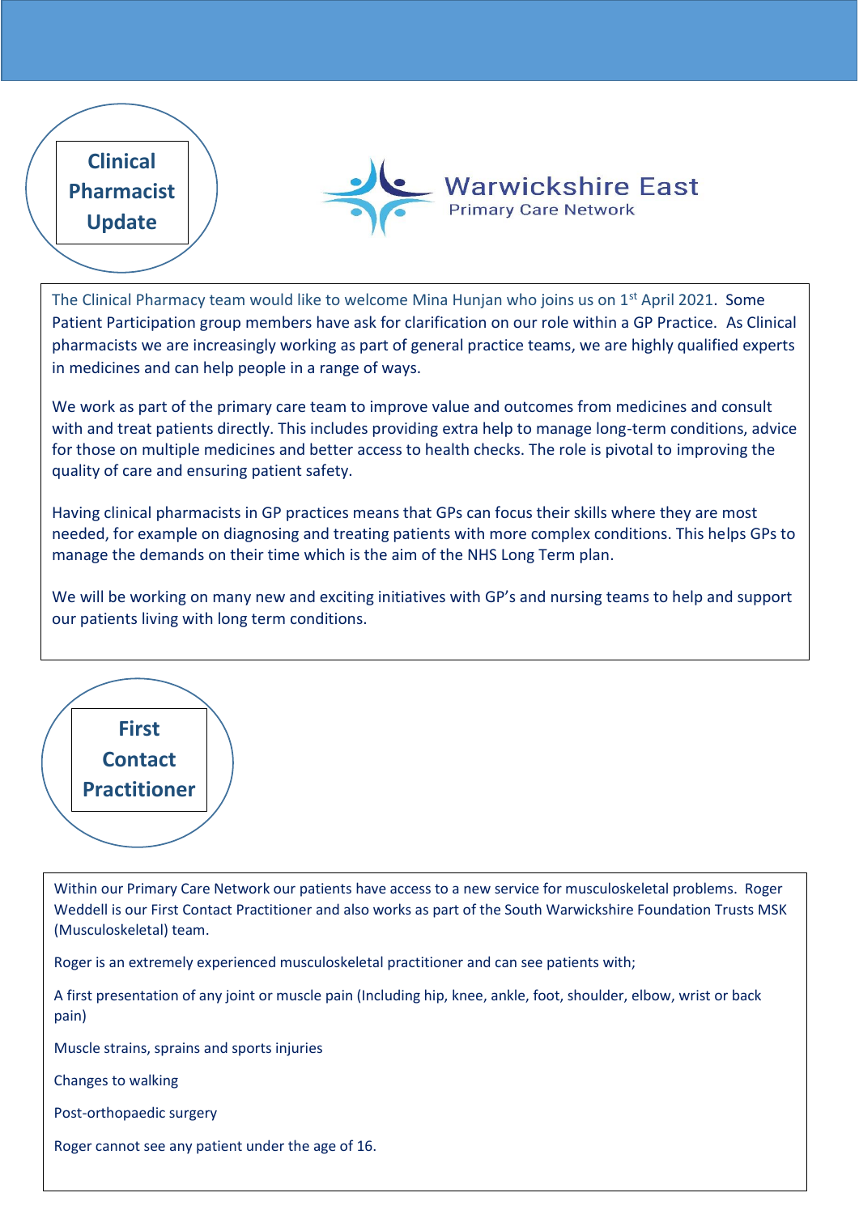## Clinical Pharmacist Update

Warwickshire East
Primary Care Network

The Clinical Pharmacy team would like to welcome Mina Hunjan who joins us on 1st April 2021. Some Patient Participation group members have ask for clarification on our role within a GP Practice. As Clinical pharmacists we are increasingly working as part of general practice teams, we are highly qualified experts in medicines and can help people in a range of ways.

We work as part of the primary care team to improve value and outcomes from medicines and consult with and treat patients directly. This includes providing extra help to manage long-term conditions, advice for those on multiple medicines and better access to health checks. The role is pivotal to improving the quality of care and ensuring patient safety.

Having clinical pharmacists in GP practices means that GPs can focus their skills where they are most needed, for example on diagnosing and treating patients with more complex conditions. This helps GPs to manage the demands on their time which is the aim of the NHS Long Term plan.

We will be working on many new and exciting initiatives with GP's and nursing teams to help and support our patients living with long term conditions.

## First Contact Practitioner

Within our Primary Care Network our patients have access to a new service for musculoskeletal problems. Roger Weddell is our First Contact Practitioner and also works as part of the South Warwickshire Foundation Trusts MSK (Musculoskeletal) team.

Roger is an extremely experienced musculoskeletal practitioner and can see patients with;

A first presentation of any joint or muscle pain (Including hip, knee, ankle, foot, shoulder, elbow, wrist or back pain)

Muscle strains, sprains and sports injuries

Changes to walking

Post-orthopaedic surgery

Roger cannot see any patient under the age of 16.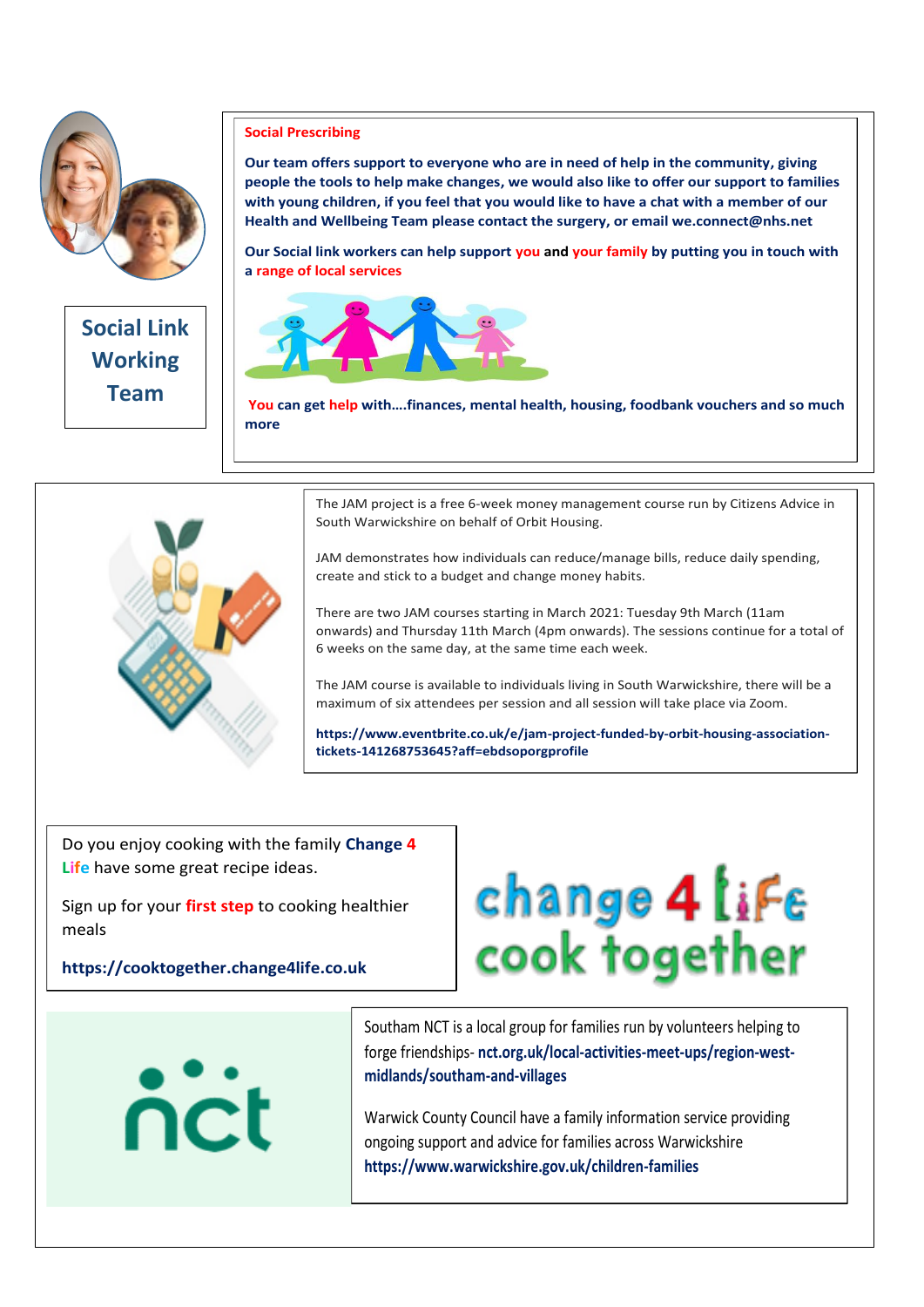## Social Link Working Team

**Social Prescribing**

**Our team offers support to everyone who are in need of help in the community, giving people the tools to help make changes, we would also like to offer our support to families with young children, if you feel that you would like to have a chat with a member of our Health and Wellbeing Team please contact the surgery, or email we.connect@nhs.net**

**Our Social link workers can help support you and your family by putting you in touch with a range of local services**

**You can get help with….finances, mental health, housing, foodbank vouchers and so much more**

The JAM project is a free 6-week money management course run by Citizens Advice in South Warwickshire on behalf of Orbit Housing.

JAM demonstrates how individuals can reduce/manage bills, reduce daily spending, create and stick to a budget and change money habits.

There are two JAM courses starting in March 2021: Tuesday 9th March (11am onwards) and Thursday 11th March (4pm onwards). The sessions continue for a total of 6 weeks on the same day, at the same time each week.

The JAM course is available to individuals living in South Warwickshire, there will be a maximum of six attendees per session and all session will take place via Zoom.

**https://www.eventbrite.co.uk/e/jam-project-funded-by-orbit-housing-association-tickets-141268753645?aff=ebdsoporgprofile**

Do you enjoy cooking with the family **Change 4 Life** have some great recipe ideas.

Sign up for your **first step** to cooking healthier meals

**https://cooktogether.change4life.co.uk**

change 4 Life cook together

nct

Southam NCT is a local group for families run by volunteers helping to forge friendships- **nct.org.uk/local-activities-meet-ups/region-west-midlands/southam-and-villages**

Warwick County Council have a family information service providing ongoing support and advice for families across Warwickshire **https://www.warwickshire.gov.uk/children-families**